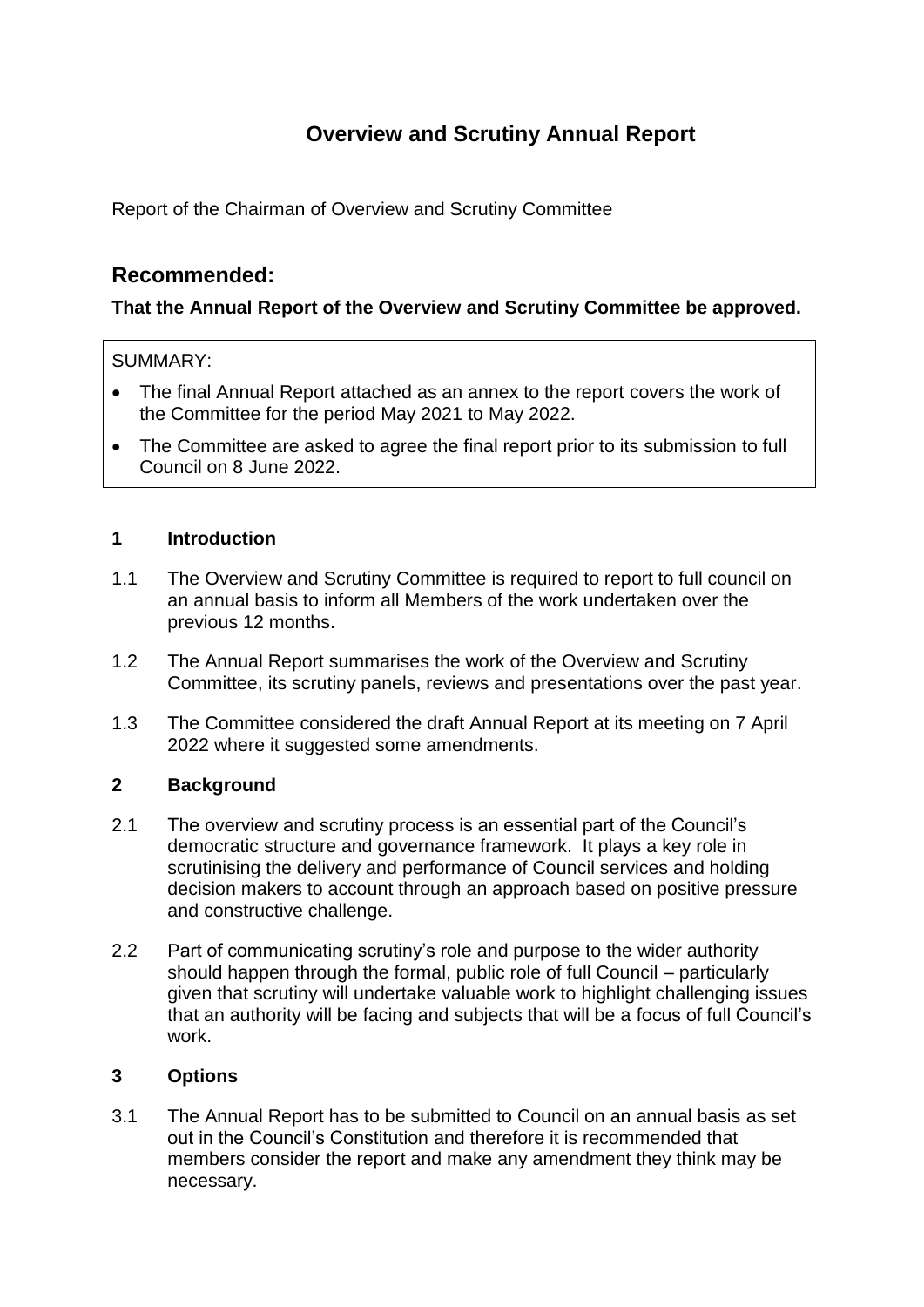# Overview and Scrutiny Annual Report

Report of the Chairman of Overview and Scrutiny Committee

## Recommended:

**That the Annual Report of the Overview and Scrutiny Committee be approved.**

SUMMARY:

- The final Annual Report attached as an annex to the report covers the work of the Committee for the period May 2021 to May 2022.
- The Committee are asked to agree the final report prior to its submission to full Council on 8 June 2022.

### 1 Introduction

1.1 The Overview and Scrutiny Committee is required to report to full council on an annual basis to inform all Members of the work undertaken over the previous 12 months.

1.2 The Annual Report summarises the work of the Overview and Scrutiny Committee, its scrutiny panels, reviews and presentations over the past year.

1.3 The Committee considered the draft Annual Report at its meeting on 7 April 2022 where it suggested some amendments.

### 2 Background

2.1 The overview and scrutiny process is an essential part of the Council's democratic structure and governance framework. It plays a key role in scrutinising the delivery and performance of Council services and holding decision makers to account through an approach based on positive pressure and constructive challenge.

2.2 Part of communicating scrutiny's role and purpose to the wider authority should happen through the formal, public role of full Council – particularly given that scrutiny will undertake valuable work to highlight challenging issues that an authority will be facing and subjects that will be a focus of full Council's work.

### 3 Options

3.1 The Annual Report has to be submitted to Council on an annual basis as set out in the Council's Constitution and therefore it is recommended that members consider the report and make any amendment they think may be necessary.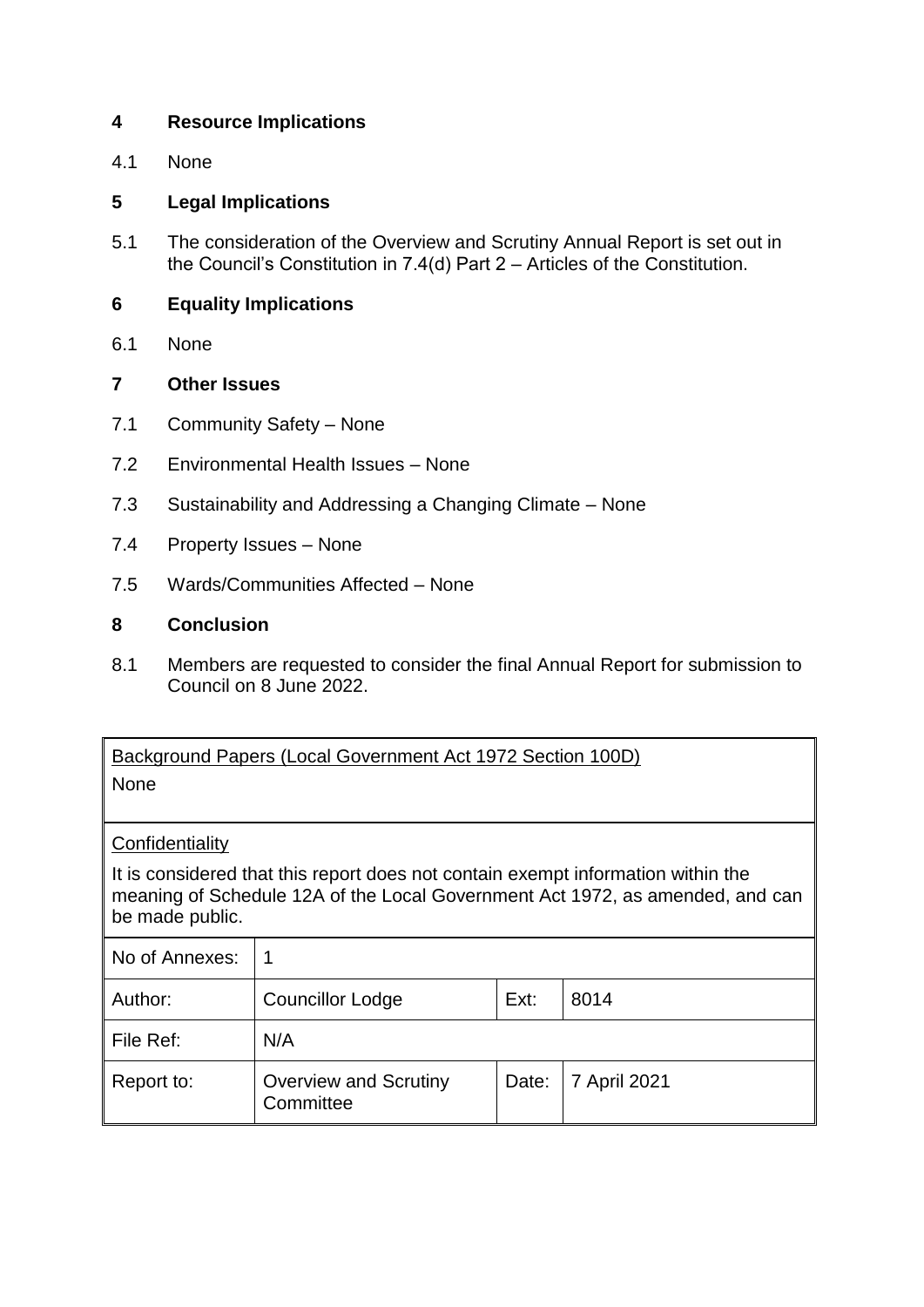## 4 Resource Implications

4.1 None

## 5 Legal Implications

5.1 The consideration of the Overview and Scrutiny Annual Report is set out in the Council's Constitution in 7.4(d) Part 2 – Articles of the Constitution.

## 6 Equality Implications

6.1 None

## 7 Other Issues

7.1 Community Safety – None

7.2 Environmental Health Issues – None

7.3 Sustainability and Addressing a Changing Climate – None

7.4 Property Issues – None

7.5 Wards/Communities Affected – None

## 8 Conclusion

8.1 Members are requested to consider the final Annual Report for submission to Council on 8 June 2022.

Background Papers (Local Government Act 1972 Section 100D)

None

Confidentiality

It is considered that this report does not contain exempt information within the meaning of Schedule 12A of the Local Government Act 1972, as amended, and can be made public.

| | | | |
|---|---|---|---|
| No of Annexes: | 1 | | |
| Author: | Councillor Lodge | Ext: | 8014 |
| File Ref: | N/A | | |
| Report to: | Overview and Scrutiny Committee | Date: | 7 April 2021 |